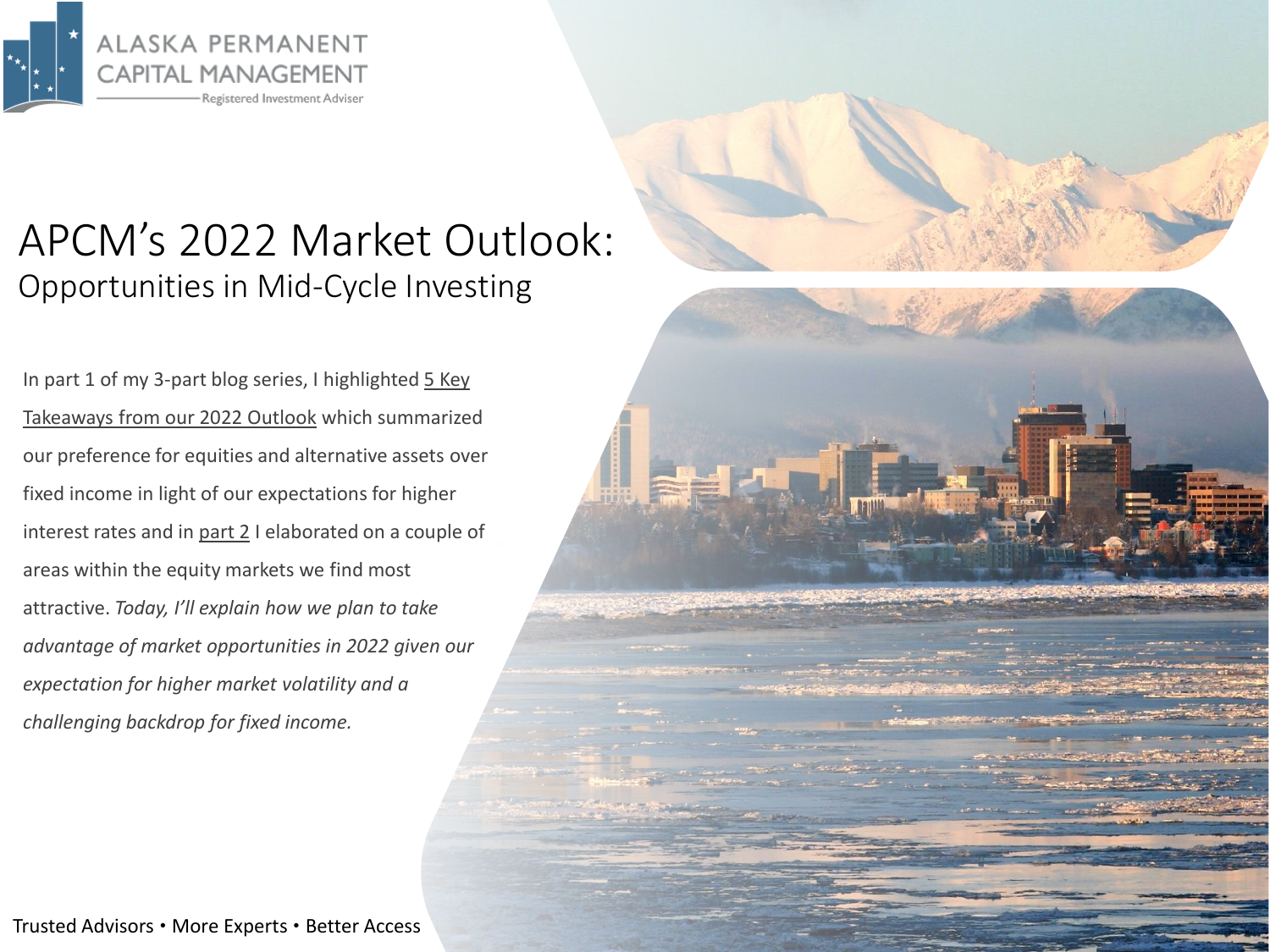ALASKA PERMANENT CAPITAL MANAGEMENT

Registered Investment Adviser

# APCM's 2022 Market Outlook:

## Opportunities in Mid-Cycle Investing

In part 1 of my 3-part blog series, I highlighted 5 Key Takeaways from our 2022 Outlook which summarized our preference for equities and alternative assets over fixed income in light of our expectations for higher interest rates and in part 2 I elaborated on a couple of areas within the equity markets we find most attractive. *Today, I'll explain how we plan to take advantage of market opportunities in 2022 given our expectation for higher market volatility and a challenging backdrop for fixed income.*

Trusted Advisors • More Experts • Better Access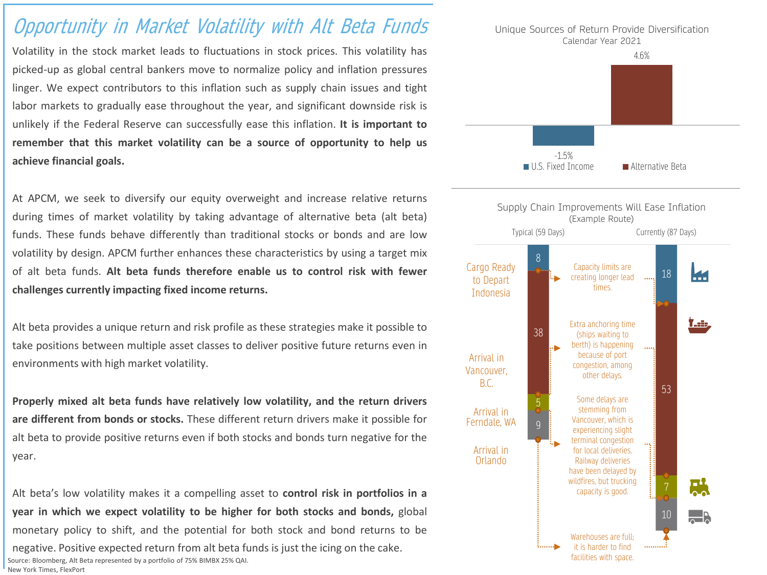# Opportunity in Market Volatility with Alt Beta Funds

Volatility in the stock market leads to fluctuations in stock prices. This volatility has picked-up as global central bankers move to normalize policy and inflation pressures linger. We expect contributors to this inflation such as supply chain issues and tight labor markets to gradually ease throughout the year, and significant downside risk is unlikely if the Federal Reserve can successfully ease this inflation. **It is important to remember that this market volatility can be a source of opportunity to help us achieve financial goals.**

At APCM, we seek to diversify our equity overweight and increase relative returns during times of market volatility by taking advantage of alternative beta (alt beta) funds. These funds behave differently than traditional stocks or bonds and are low volatility by design. APCM further enhances these characteristics by using a target mix of alt beta funds. **Alt beta funds therefore enable us to control risk with fewer challenges currently impacting fixed income returns.**

Alt beta provides a unique return and risk profile as these strategies make it possible to take positions between multiple asset classes to deliver positive future returns even in environments with high market volatility.

**Properly mixed alt beta funds have relatively low volatility, and the return drivers are different from bonds or stocks.** These different return drivers make it possible for alt beta to provide positive returns even if both stocks and bonds turn negative for the year.

Alt beta's low volatility makes it a compelling asset to **control risk in portfolios in a year in which we expect volatility to be higher for both stocks and bonds,** global monetary policy to shift, and the potential for both stock and bond returns to be negative. Positive expected return from alt beta funds is just the icing on the cake.

**Unique Sources of Return Provide Diversification**
Calendar Year 2021

| | Return |
|---|---|
| U.S. Fixed Income | -1.5% |
| Alternative Beta | 4.6% |

**Supply Chain Improvements Will Ease Inflation**
(Example Route)

| Stage | Typical (59 Days) | Currently (87 Days) | Notes |
|---|---|---|---|
| Cargo Ready to Depart Indonesia | 8 | 18 | Capacity limits are creating longer lead times. |
| Arrival in Vancouver, B.C. | 38 | 53 | Extra anchoring time (ships waiting to berth) is happening because of port congestion, among other delays. |
| Arrival in Ferndale, WA | 5 | 7 | Some delays are stemming from Vancouver, which is experiencing slight terminal congestion for local deliveries. Railway deliveries have been delayed by wildfires, but trucking capacity is good. |
| Arrival in Orlando | 9 | 10 | Warehouses are full; it is harder to find facilities with space. |

Source: Bloomberg, Alt Beta represented by a portfolio of 75% BIMBX 25% QAI.
New York Times, FlexPort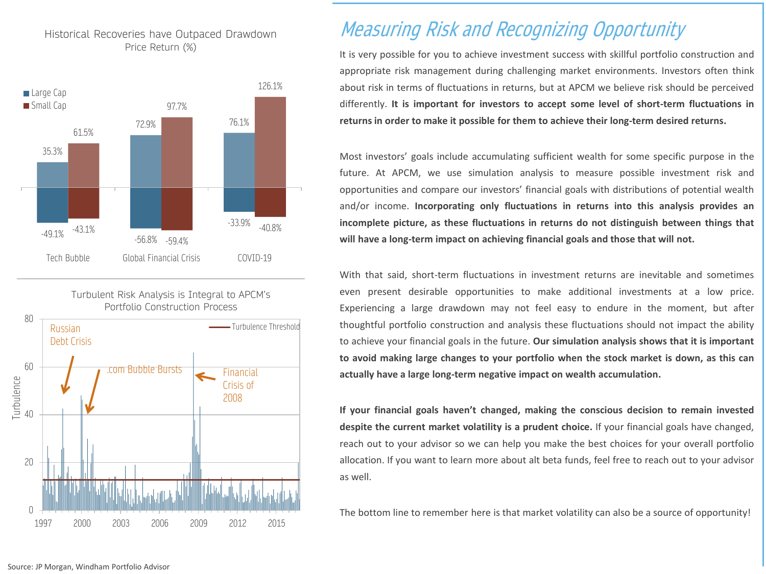Historical Recoveries have Outpaced Drawdown
Price Return (%)

Large Cap
Small Cap

35.3%
61.5%
-49.1%
-43.1%
Tech Bubble

72.9%
97.7%
-56.8%
-59.4%
Global Financial Crisis

76.1%
126.1%
-33.9%
-40.8%
COVID-19

Turbulent Risk Analysis is Integral to APCM's Portfolio Construction Process

Turbulence
Turbulence Threshold
Russian Debt Crisis
.com Bubble Bursts
Financial Crisis of 2008

0
20
40
60
80

1997
2000
2003
2006
2009
2012
2015

Source: JP Morgan, Windham Portfolio Advisor

# *Measuring Risk and Recognizing Opportunity*

It is very possible for you to achieve investment success with skillful portfolio construction and appropriate risk management during challenging market environments. Investors often think about risk in terms of fluctuations in returns, but at APCM we believe risk should be perceived differently. **It is important for investors to accept some level of short-term fluctuations in returns in order to make it possible for them to achieve their long-term desired returns.**

Most investors' goals include accumulating sufficient wealth for some specific purpose in the future. At APCM, we use simulation analysis to measure possible investment risk and opportunities and compare our investors' financial goals with distributions of potential wealth and/or income. **Incorporating only fluctuations in returns into this analysis provides an incomplete picture, as these fluctuations in returns do not distinguish between things that will have a long-term impact on achieving financial goals and those that will not.**

With that said, short-term fluctuations in investment returns are inevitable and sometimes even present desirable opportunities to make additional investments at a low price. Experiencing a large drawdown may not feel easy to endure in the moment, but after thoughtful portfolio construction and analysis these fluctuations should not impact the ability to achieve your financial goals in the future. **Our simulation analysis shows that it is important to avoid making large changes to your portfolio when the stock market is down, as this can actually have a large long-term negative impact on wealth accumulation.**

**If your financial goals haven't changed, making the conscious decision to remain invested despite the current market volatility is a prudent choice.** If your financial goals have changed, reach out to your advisor so we can help you make the best choices for your overall portfolio allocation. If you want to learn more about alt beta funds, feel free to reach out to your advisor as well.

The bottom line to remember here is that market volatility can also be a source of opportunity!